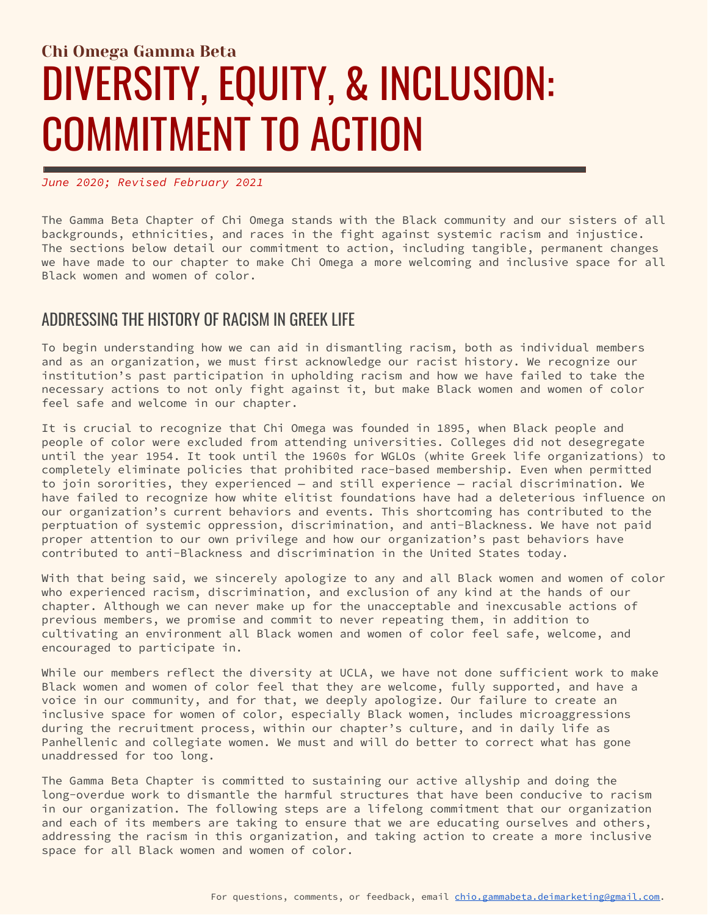## Chi Omega Gamma Beta

# DIVERSITY, EQUITY, & INCLUSION: COMMITMENT TO ACTION

*June 2020; Revised February 2021*

The Gamma Beta Chapter of Chi Omega stands with the Black community and our sisters of all backgrounds, ethnicities, and races in the fight against systemic racism and injustice. The sections below detail our commitment to action, including tangible, permanent changes we have made to our chapter to make Chi Omega a more welcoming and inclusive space for all Black women and women of color.

## ADDRESSING THE HISTORY OF RACISM IN GREEK LIFE

To begin understanding how we can aid in dismantling racism, both as individual members and as an organization, we must first acknowledge our racist history. We recognize our institution's past participation in upholding racism and how we have failed to take the necessary actions to not only fight against it, but make Black women and women of color feel safe and welcome in our chapter.

It is crucial to recognize that Chi Omega was founded in 1895, when Black people and people of color were excluded from attending universities. Colleges did not desegregate until the year 1954. It took until the 1960s for WGLOs (white Greek life organizations) to completely eliminate policies that prohibited race-based membership. Even when permitted to join sororities, they experienced — and still experience — racial discrimination. We have failed to recognize how white elitist foundations have had a deleterious influence on our organization's current behaviors and events. This shortcoming has contributed to the perptuation of systemic oppression, discrimination, and anti-Blackness. We have not paid proper attention to our own privilege and how our organization's past behaviors have contributed to anti-Blackness and discrimination in the United States today.

With that being said, we sincerely apologize to any and all Black women and women of color who experienced racism, discrimination, and exclusion of any kind at the hands of our chapter. Although we can never make up for the unacceptable and inexcusable actions of previous members, we promise and commit to never repeating them, in addition to cultivating an environment all Black women and women of color feel safe, welcome, and encouraged to participate in.

While our members reflect the diversity at UCLA, we have not done sufficient work to make Black women and women of color feel that they are welcome, fully supported, and have a voice in our community, and for that, we deeply apologize. Our failure to create an inclusive space for women of color, especially Black women, includes microaggressions during the recruitment process, within our chapter's culture, and in daily life as Panhellenic and collegiate women. We must and will do better to correct what has gone unaddressed for too long.

The Gamma Beta Chapter is committed to sustaining our active allyship and doing the long-overdue work to dismantle the harmful structures that have been conducive to racism in our organization. The following steps are a lifelong commitment that our organization and each of its members are taking to ensure that we are educating ourselves and others, addressing the racism in this organization, and taking action to create a more inclusive space for all Black women and women of color.

For questions, comments, or feedback, email chio.gammabeta.deimarketing@gmail.com.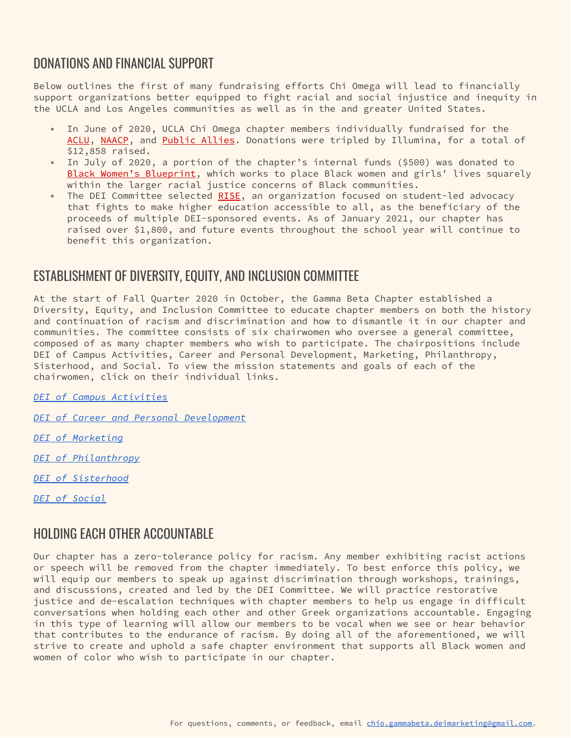## DONATIONS AND FINANCIAL SUPPORT

Below outlines the first of many fundraising efforts Chi Omega will lead to financially support organizations better equipped to fight racial and social injustice and inequity in the UCLA and Los Angeles communities as well as in the and greater United States.

* In June of 2020, UCLA Chi Omega chapter members individually fundraised for the ACLU, NAACP, and Public Allies. Donations were tripled by Illumina, for a total of $12,858 raised.
* In July of 2020, a portion of the chapter's internal funds ($500) was donated to Black Women's Blueprint, which works to place Black women and girls' lives squarely within the larger racial justice concerns of Black communities.
* The DEI Committee selected RISE, an organization focused on student-led advocacy that fights to make higher education accessible to all, as the beneficiary of the proceeds of multiple DEI-sponsored events. As of January 2021, our chapter has raised over $1,800, and future events throughout the school year will continue to benefit this organization.

## ESTABLISHMENT OF DIVERSITY, EQUITY, AND INCLUSION COMMITTEE

At the start of Fall Quarter 2020 in October, the Gamma Beta Chapter established a Diversity, Equity, and Inclusion Committee to educate chapter members on both the history and continuation of racism and discrimination and how to dismantle it in our chapter and communities. The committee consists of six chairwomen who oversee a general committee, composed of as many chapter members who wish to participate. The chairpositions include DEI of Campus Activities, Career and Personal Development, Marketing, Philanthropy, Sisterhood, and Social. To view the mission statements and goals of each of the chairwomen, click on their individual links.

*DEI of Campus Activities*

*DEI of Career and Personal Development*

*DEI of Marketing*

*DEI of Philanthropy*

*DEI of Sisterhood*

*DEI of Social*

## HOLDING EACH OTHER ACCOUNTABLE

Our chapter has a zero-tolerance policy for racism. Any member exhibiting racist actions or speech will be removed from the chapter immediately. To best enforce this policy, we will equip our members to speak up against discrimination through workshops, trainings, and discussions, created and led by the DEI Committee. We will practice restorative justice and de-escalation techniques with chapter members to help us engage in difficult conversations when holding each other and other Greek organizations accountable. Engaging in this type of learning will allow our members to be vocal when we see or hear behavior that contributes to the endurance of racism. By doing all of the aforementioned, we will strive to create and uphold a safe chapter environment that supports all Black women and women of color who wish to participate in our chapter.

For questions, comments, or feedback, email chio.gammabeta.deimarketing@gmail.com.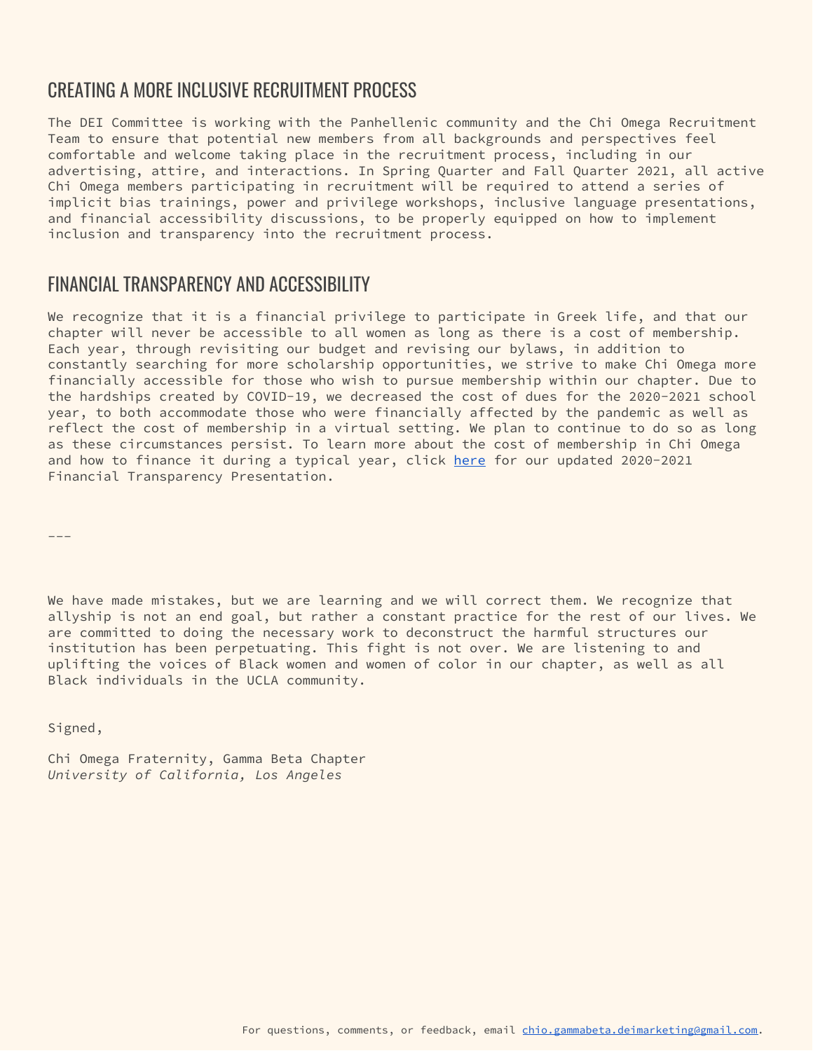## CREATING A MORE INCLUSIVE RECRUITMENT PROCESS

The DEI Committee is working with the Panhellenic community and the Chi Omega Recruitment Team to ensure that potential new members from all backgrounds and perspectives feel comfortable and welcome taking place in the recruitment process, including in our advertising, attire, and interactions. In Spring Quarter and Fall Quarter 2021, all active Chi Omega members participating in recruitment will be required to attend a series of implicit bias trainings, power and privilege workshops, inclusive language presentations, and financial accessibility discussions, to be properly equipped on how to implement inclusion and transparency into the recruitment process.

## FINANCIAL TRANSPARENCY AND ACCESSIBILITY

We recognize that it is a financial privilege to participate in Greek life, and that our chapter will never be accessible to all women as long as there is a cost of membership. Each year, through revisiting our budget and revising our bylaws, in addition to constantly searching for more scholarship opportunities, we strive to make Chi Omega more financially accessible for those who wish to pursue membership within our chapter. Due to the hardships created by COVID-19, we decreased the cost of dues for the 2020-2021 school year, to both accommodate those who were financially affected by the pandemic as well as reflect the cost of membership in a virtual setting. We plan to continue to do so as long as these circumstances persist. To learn more about the cost of membership in Chi Omega and how to finance it during a typical year, click here for our updated 2020-2021 Financial Transparency Presentation.

---

We have made mistakes, but we are learning and we will correct them. We recognize that allyship is not an end goal, but rather a constant practice for the rest of our lives. We are committed to doing the necessary work to deconstruct the harmful structures our institution has been perpetuating. This fight is not over. We are listening to and uplifting the voices of Black women and women of color in our chapter, as well as all Black individuals in the UCLA community.

Signed,

Chi Omega Fraternity, Gamma Beta Chapter
*University of California, Los Angeles*

For questions, comments, or feedback, email chio.gammabeta.deimarketing@gmail.com.